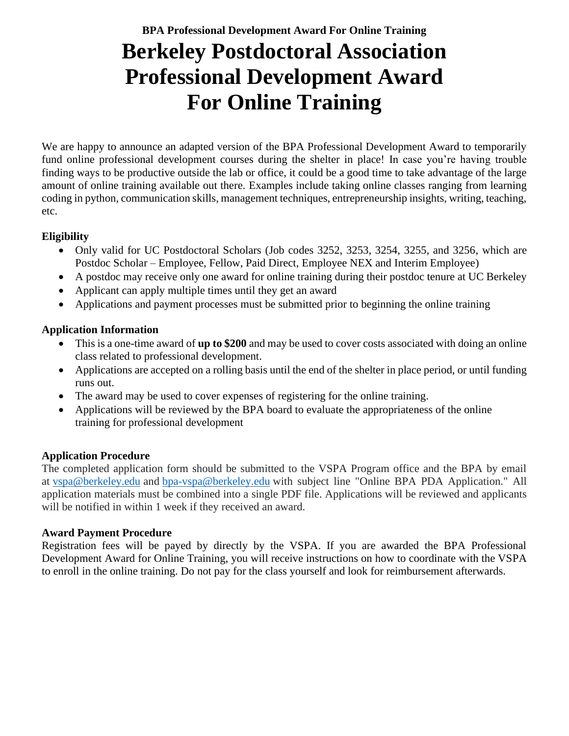**BPA Professional Development Award For Online Training**

# Berkeley Postdoctoral Association Professional Development Award For Online Training

We are happy to announce an adapted version of the BPA Professional Development Award to temporarily fund online professional development courses during the shelter in place! In case you're having trouble finding ways to be productive outside the lab or office, it could be a good time to take advantage of the large amount of online training available out there. Examples include taking online classes ranging from learning coding in python, communication skills, management techniques, entrepreneurship insights, writing, teaching, etc.

**Eligibility**

- Only valid for UC Postdoctoral Scholars (Job codes 3252, 3253, 3254, 3255, and 3256, which are Postdoc Scholar – Employee, Fellow, Paid Direct, Employee NEX and Interim Employee)
- A postdoc may receive only one award for online training during their postdoc tenure at UC Berkeley
- Applicant can apply multiple times until they get an award
- Applications and payment processes must be submitted prior to beginning the online training

**Application Information**

- This is a one-time award of **up to $200** and may be used to cover costs associated with doing an online class related to professional development.
- Applications are accepted on a rolling basis until the end of the shelter in place period, or until funding runs out.
- The award may be used to cover expenses of registering for the online training.
- Applications will be reviewed by the BPA board to evaluate the appropriateness of the online training for professional development

**Application Procedure**

The completed application form should be submitted to the VSPA Program office and the BPA by email at vspa@berkeley.edu and bpa-vspa@berkeley.edu with subject line "Online BPA PDA Application." All application materials must be combined into a single PDF file. Applications will be reviewed and applicants will be notified in within 1 week if they received an award.

**Award Payment Procedure**

Registration fees will be payed by directly by the VSPA. If you are awarded the BPA Professional Development Award for Online Training, you will receive instructions on how to coordinate with the VSPA to enroll in the online training. Do not pay for the class yourself and look for reimbursement afterwards.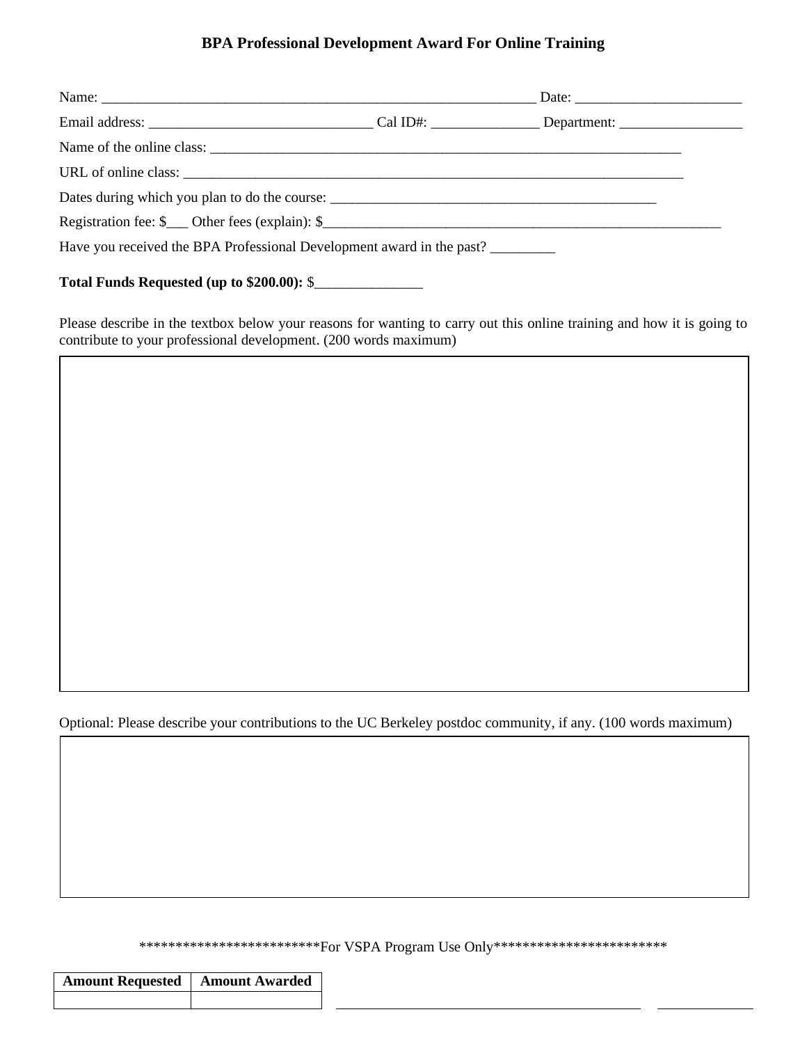# BPA Professional Development Award For Online Training

Name: ______________________________________________________________ Date: ________________________

Email address: _______________________________ Cal ID#: _______________ Department: _________________

Name of the online class: ____________________________________________________________________

URL of online class: _________________________________________________________________________

Dates during which you plan to do the course: _______________________________________________

Registration fee: $___ Other fees (explain): $_________________________________________________________

Have you received the BPA Professional Development award in the past? _________

**Total Funds Requested (up to $200.00):** $_______________

Please describe in the textbox below your reasons for wanting to carry out this online training and how it is going to contribute to your professional development. (200 words maximum)

| |
|---|
| |

Optional: Please describe your contributions to the UC Berkeley postdoc community, if any. (100 words maximum)

| |
|---|
| |

************************For VSPA Program Use Only************************

| Amount Requested | Amount Awarded |
|---|---|
| | |

____________________________________________ ______________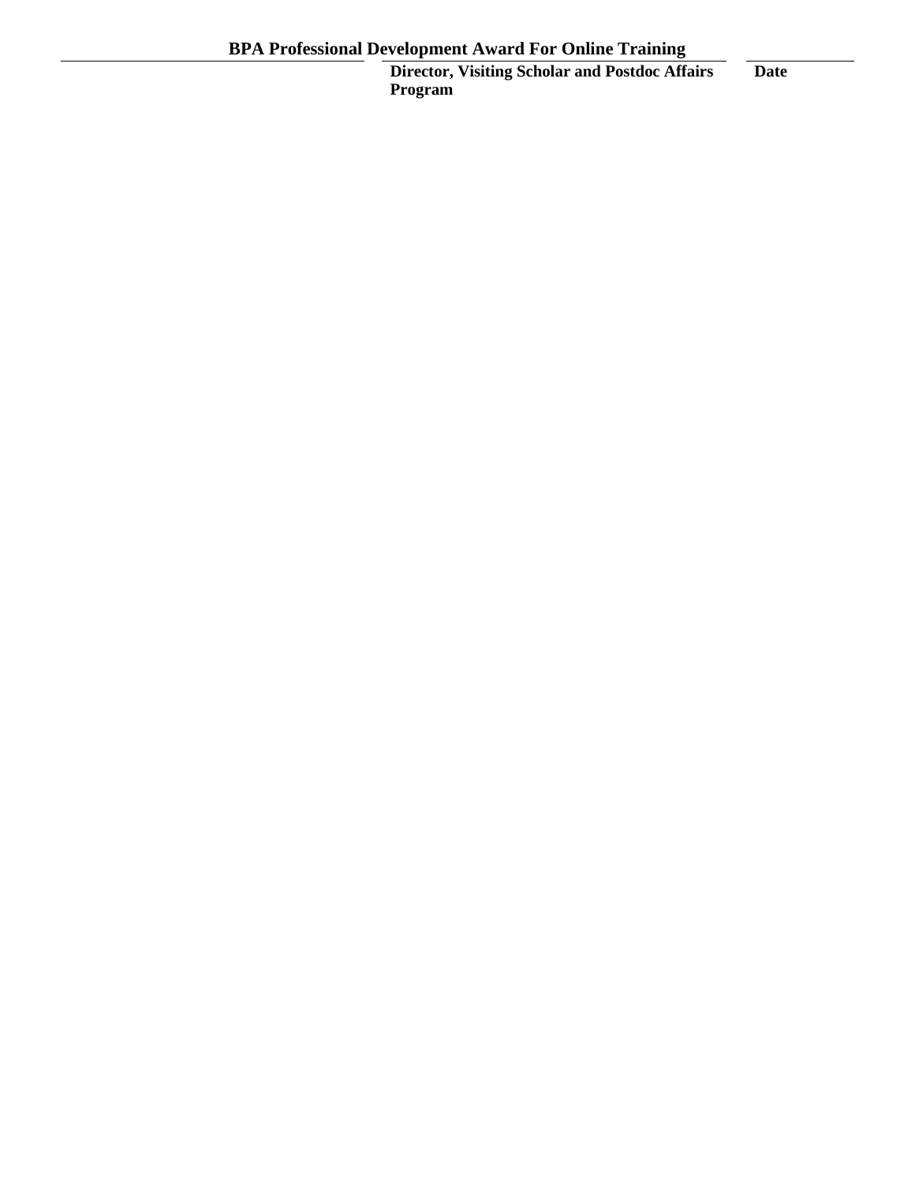\_\_\_\_\_\_\_\_\_\_\_\_\_\_\_\_\_\_\_\_\_\_\_\_\_\_\_\_\_\_\_\_\_\_\_\_\_\_\_\_ \_\_\_\_\_\_\_\_\_\_\_\_\_\_\_\_

**Director, Visiting Scholar and Postdoc Affairs Program** **Date**